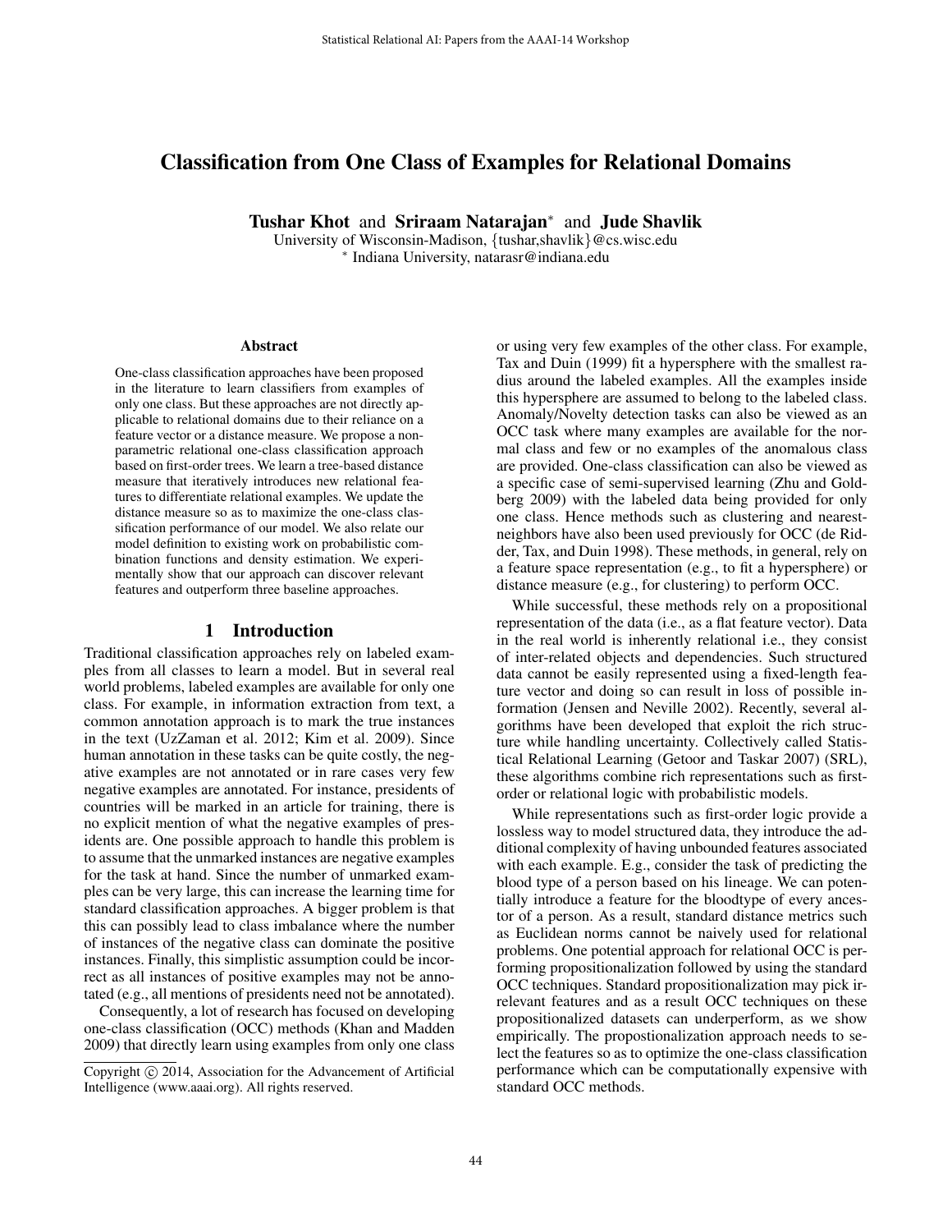# Classification from One Class of Examples for Relational Domains

**Tushar Khot** and **Sriraam Natarajan*** and **Jude Shavlik**

University of Wisconsin-Madison, {tushar,shavlik}@cs.wisc.edu
* Indiana University, natarasr@indiana.edu

## Abstract

One-class classification approaches have been proposed in the literature to learn classifiers from examples of only one class. But these approaches are not directly applicable to relational domains due to their reliance on a feature vector or a distance measure. We propose a non-parametric relational one-class classification approach based on first-order trees. We learn a tree-based distance measure that iteratively introduces new relational features to differentiate relational examples. We update the distance measure so as to maximize the one-class classification performance of our model. We also relate our model definition to existing work on probabilistic combination functions and density estimation. We experimentally show that our approach can discover relevant features and outperform three baseline approaches.

## 1 Introduction

Traditional classification approaches rely on labeled examples from all classes to learn a model. But in several real world problems, labeled examples are available for only one class. For example, in information extraction from text, a common annotation approach is to mark the true instances in the text (UzZaman et al. 2012; Kim et al. 2009). Since human annotation in these tasks can be quite costly, the negative examples are not annotated or in rare cases very few negative examples are annotated. For instance, presidents of countries will be marked in an article for training, there is no explicit mention of what the negative examples of presidents are. One possible approach to handle this problem is to assume that the unmarked instances are negative examples for the task at hand. Since the number of unmarked examples can be very large, this can increase the learning time for standard classification approaches. A bigger problem is that this can possibly lead to class imbalance where the number of instances of the negative class can dominate the positive instances. Finally, this simplistic assumption could be incorrect as all instances of positive examples may not be annotated (e.g., all mentions of presidents need not be annotated).

Consequently, a lot of research has focused on developing one-class classification (OCC) methods (Khan and Madden 2009) that directly learn using examples from only one class or using very few examples of the other class. For example, Tax and Duin (1999) fit a hypersphere with the smallest radius around the labeled examples. All the examples inside this hypersphere are assumed to belong to the labeled class. Anomaly/Novelty detection tasks can also be viewed as an OCC task where many examples are available for the normal class and few or no examples of the anomalous class are provided. One-class classification can also be viewed as a specific case of semi-supervised learning (Zhu and Goldberg 2009) with the labeled data being provided for only one class. Hence methods such as clustering and nearest-neighbors have also been used previously for OCC (de Ridder, Tax, and Duin 1998). These methods, in general, rely on a feature space representation (e.g., to fit a hypersphere) or distance measure (e.g., for clustering) to perform OCC.

While successful, these methods rely on a propositional representation of the data (i.e., as a flat feature vector). Data in the real world is inherently relational i.e., they consist of inter-related objects and dependencies. Such structured data cannot be easily represented using a fixed-length feature vector and doing so can result in loss of possible information (Jensen and Neville 2002). Recently, several algorithms have been developed that exploit the rich structure while handling uncertainty. Collectively called Statistical Relational Learning (Getoor and Taskar 2007) (SRL), these algorithms combine rich representations such as first-order or relational logic with probabilistic models.

While representations such as first-order logic provide a lossless way to model structured data, they introduce the additional complexity of having unbounded features associated with each example. E.g., consider the task of predicting the blood type of a person based on his lineage. We can potentially introduce a feature for the bloodtype of every ancestor of a person. As a result, standard distance metrics such as Euclidean norms cannot be naively used for relational problems. One potential approach for relational OCC is performing propositionalization followed by using the standard OCC techniques. Standard propositionalization may pick irrelevant features and as a result OCC techniques on these propositionalized datasets can underperform, as we show empirically. The propostionalization approach needs to select the features so as to optimize the one-class classification performance which can be computationally expensive with standard OCC methods.

Copyright © 2014, Association for the Advancement of Artificial Intelligence (www.aaai.org). All rights reserved.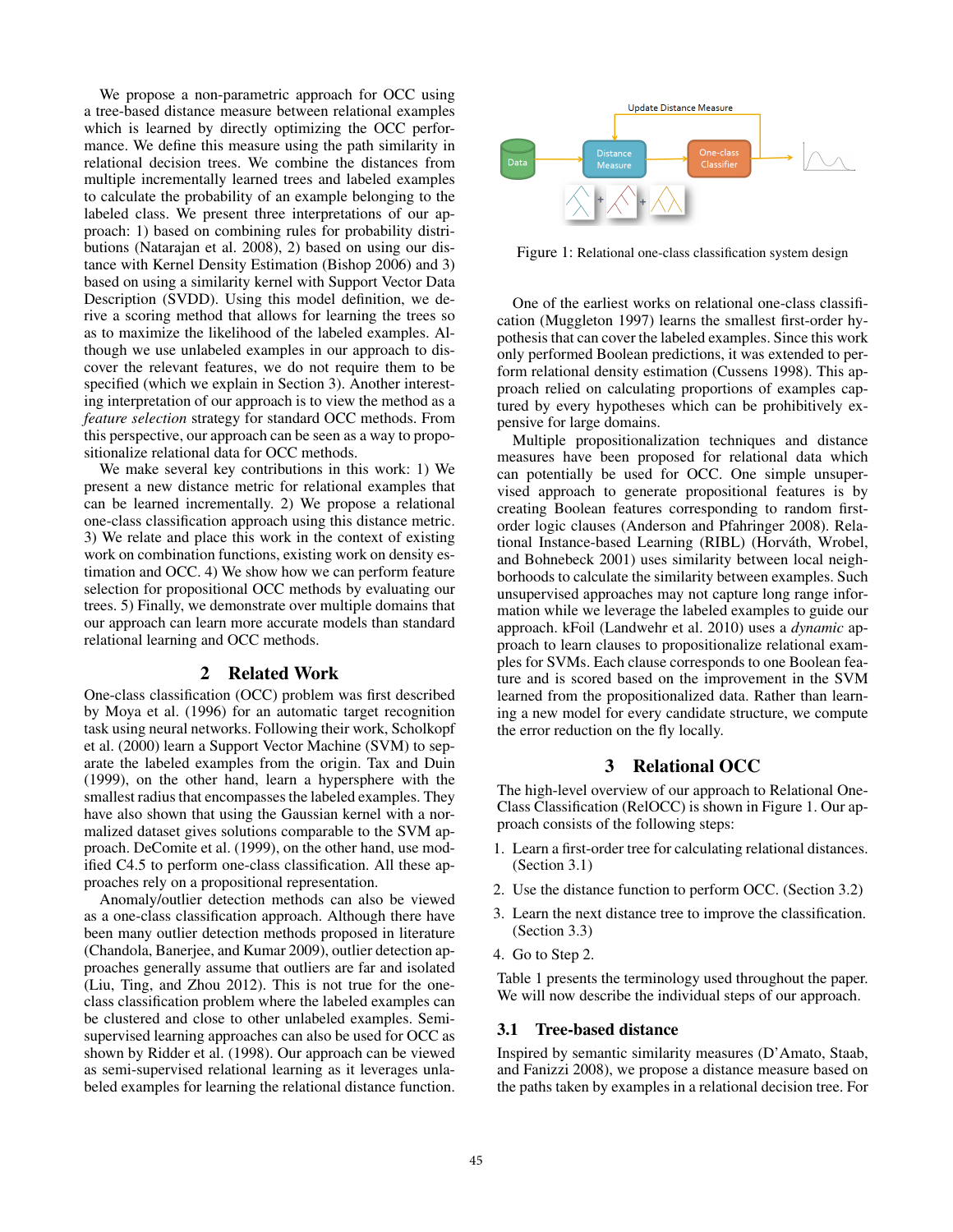We propose a non-parametric approach for OCC using a tree-based distance measure between relational examples which is learned by directly optimizing the OCC performance. We define this measure using the path similarity in relational decision trees. We combine the distances from multiple incrementally learned trees and labeled examples to calculate the probability of an example belonging to the labeled class. We present three interpretations of our approach: 1) based on combining rules for probability distributions (Natarajan et al. 2008), 2) based on using our distance with Kernel Density Estimation (Bishop 2006) and 3) based on using a similarity kernel with Support Vector Data Description (SVDD). Using this model definition, we derive a scoring method that allows for learning the trees so as to maximize the likelihood of the labeled examples. Although we use unlabeled examples in our approach to discover the relevant features, we do not require them to be specified (which we explain in Section 3). Another interesting interpretation of our approach is to view the method as a *feature selection* strategy for standard OCC methods. From this perspective, our approach can be seen as a way to propositionalize relational data for OCC methods.

We make several key contributions in this work: 1) We present a new distance metric for relational examples that can be learned incrementally. 2) We propose a relational one-class classification approach using this distance metric. 3) We relate and place this work in the context of existing work on combination functions, existing work on density estimation and OCC. 4) We show how we can perform feature selection for propositional OCC methods by evaluating our trees. 5) Finally, we demonstrate over multiple domains that our approach can learn more accurate models than standard relational learning and OCC methods.

## 2 Related Work

One-class classification (OCC) problem was first described by Moya et al. (1996) for an automatic target recognition task using neural networks. Following their work, Scholkopf et al. (2000) learn a Support Vector Machine (SVM) to separate the labeled examples from the origin. Tax and Duin (1999), on the other hand, learn a hypersphere with the smallest radius that encompasses the labeled examples. They have also shown that using the Gaussian kernel with a normalized dataset gives solutions comparable to the SVM approach. DeComite et al. (1999), on the other hand, use modified C4.5 to perform one-class classification. All these approaches rely on a propositional representation.

Anomaly/outlier detection methods can also be viewed as a one-class classification approach. Although there have been many outlier detection methods proposed in literature (Chandola, Banerjee, and Kumar 2009), outlier detection approaches generally assume that outliers are far and isolated (Liu, Ting, and Zhou 2012). This is not true for the one-class classification problem where the labeled examples can be clustered and close to other unlabeled examples. Semi-supervised learning approaches can also be used for OCC as shown by Ridder et al. (1998). Our approach can be viewed as semi-supervised relational learning as it leverages unlabeled examples for learning the relational distance function.

Update Distance Measure

Data

Distance Measure

One-class Classifier

Figure 1: Relational one-class classification system design

One of the earliest works on relational one-class classification (Muggleton 1997) learns the smallest first-order hypothesis that can cover the labeled examples. Since this work only performed Boolean predictions, it was extended to perform relational density estimation (Cussens 1998). This approach relied on calculating proportions of examples captured by every hypotheses which can be prohibitively expensive for large domains.

Multiple propositionalization techniques and distance measures have been proposed for relational data which can potentially be used for OCC. One simple unsupervised approach to generate propositional features is by creating Boolean features corresponding to random first-order logic clauses (Anderson and Pfahringer 2008). Relational Instance-based Learning (RIBL) (Horváth, Wrobel, and Bohnebeck 2001) uses similarity between local neighborhoods to calculate the similarity between examples. Such unsupervised approaches may not capture long range information while we leverage the labeled examples to guide our approach. kFoil (Landwehr et al. 2010) uses a *dynamic* approach to learn clauses to propositionalize relational examples for SVMs. Each clause corresponds to one Boolean feature and is scored based on the improvement in the SVM learned from the propositionalized data. Rather than learning a new model for every candidate structure, we compute the error reduction on the fly locally.

## 3 Relational OCC

The high-level overview of our approach to Relational One-Class Classification (RelOCC) is shown in Figure 1. Our approach consists of the following steps:

1. Learn a first-order tree for calculating relational distances. (Section 3.1)
2. Use the distance function to perform OCC. (Section 3.2)
3. Learn the next distance tree to improve the classification. (Section 3.3)
4. Go to Step 2.

Table 1 presents the terminology used throughout the paper. We will now describe the individual steps of our approach.

### 3.1 Tree-based distance

Inspired by semantic similarity measures (D'Amato, Staab, and Fanizzi 2008), we propose a distance measure based on the paths taken by examples in a relational decision tree. For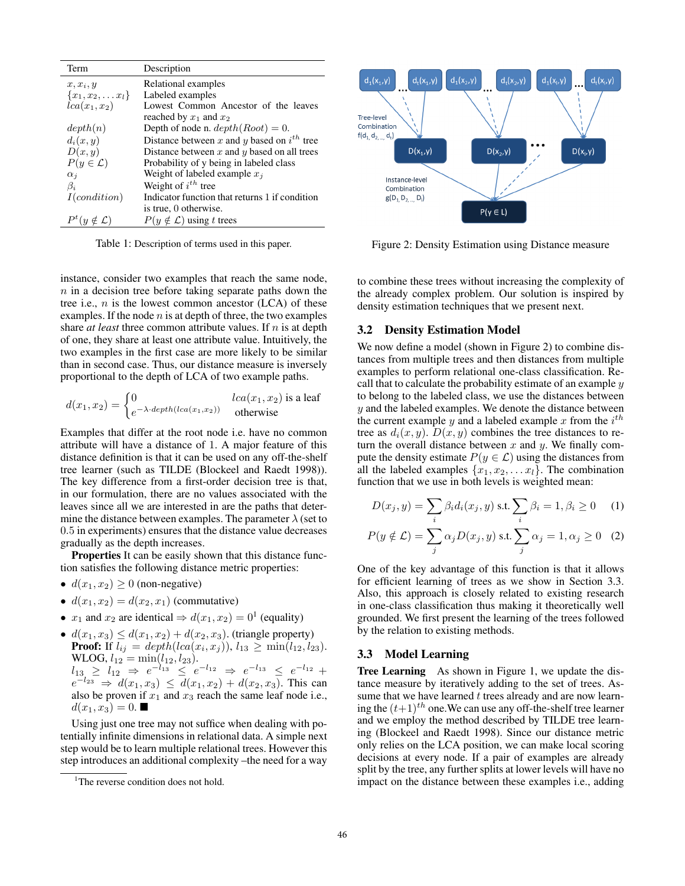| Term | Description |
|---|---|
| $x, x_i, y$ | Relational examples |
| $\{x_1, x_2, \ldots x_l\}$ | Labeled examples |
| $lca(x_1, x_2)$ | Lowest Common Ancestor of the leaves reached by $x_1$ and $x_2$ |
| $depth(n)$ | Depth of node n. $depth(Root) = 0$. |
| $d_i(x, y)$ | Distance between $x$ and $y$ based on $i^{th}$ tree |
| $D(x, y)$ | Distance between $x$ and $y$ based on all trees |
| $P(y \in \mathcal{L})$ | Probability of y being in labeled class |
| $\alpha_j$ | Weight of labeled example $x_j$ |
| $\beta_i$ | Weight of $i^{th}$ tree |
| $I(condition)$ | Indicator function that returns 1 if condition is true, 0 otherwise. |
| $P^t(y \notin \mathcal{L})$ | $P(y \notin \mathcal{L})$ using $t$ trees |

Table 1: Description of terms used in this paper.

instance, consider two examples that reach the same node, $n$ in a decision tree before taking separate paths down the tree i.e., $n$ is the lowest common ancestor (LCA) of these examples. If the node $n$ is at depth of three, the two examples share *at least* three common attribute values. If $n$ is at depth of one, they share at least one attribute value. Intuitively, the two examples in the first case are more likely to be similar than in second case. Thus, our distance measure is inversely proportional to the depth of LCA of two example paths.

$$d(x_1, x_2) = \begin{cases} 0 & lca(x_1, x_2) \text{ is a leaf} \\ e^{-\lambda \cdot depth(lca(x_1, x_2))} & \text{otherwise} \end{cases}$$

Examples that differ at the root node i.e. have no common attribute will have a distance of 1. A major feature of this distance definition is that it can be used on any off-the-shelf tree learner (such as TILDE (Blockeel and Raedt 1998)). The key difference from a first-order decision tree is that, in our formulation, there are no values associated with the leaves since all we are interested in are the paths that determine the distance between examples. The parameter $\lambda$ (set to 0.5 in experiments) ensures that the distance value decreases gradually as the depth increases.

**Properties** It can be easily shown that this distance function satisfies the following distance metric properties:

- $d(x_1, x_2) \geq 0$ (non-negative)
- $d(x_1, x_2) = d(x_2, x_1)$ (commutative)
- $x_1$ and $x_2$ are identical $\Rightarrow d(x_1, x_2) = 0$[1] (equality)
- $d(x_1, x_3) \leq d(x_1, x_2) + d(x_2, x_3)$. (triangle property)
  **Proof:** If $l_{ij} = depth(lca(x_i, x_j))$, $l_{13} \geq \min(l_{12}, l_{23})$. WLOG, $l_{12} = \min(l_{12}, l_{23})$.
  $l_{13} \geq l_{12} \Rightarrow e^{-l_{13}} \leq e^{-l_{12}} \Rightarrow e^{-l_{13}} \leq e^{-l_{12}} + e^{-l_{23}} \Rightarrow d(x_1, x_3) \leq d(x_1, x_2) + d(x_2, x_3)$. This can also be proven if $x_1$ and $x_3$ reach the same leaf node i.e., $d(x_1, x_3) = 0$. ■

Using just one tree may not suffice when dealing with potentially infinite dimensions in relational data. A simple next step would be to learn multiple relational trees. However this step introduces an additional complexity –the need for a way to combine these trees without increasing the complexity of the already complex problem. Our solution is inspired by density estimation techniques that we present next.

[1] The reverse condition does not hold.

d1(x1,y) ... dt(x1,y)
d1(x2,y) ... dt(x2,y)
d1(xl,y) ... dt(xl,y)
Tree-level Combination
f(d1, d2,..., dt)
D(x1,y)
D(x2,y)
D(xl,y)
Instance-level Combination
g(D1, D2,..., Dl)
P(y ∈ L)

Figure 2: Density Estimation using Distance measure

## 3.2 Density Estimation Model

We now define a model (shown in Figure 2) to combine distances from multiple trees and then distances from multiple examples to perform relational one-class classification. Recall that to calculate the probability estimate of an example $y$ to belong to the labeled class, we use the distances between $y$ and the labeled examples. We denote the distance between the current example $y$ and a labeled example $x$ from the $i^{th}$ tree as $d_i(x, y)$. $D(x, y)$ combines the tree distances to return the overall distance between $x$ and $y$. We finally compute the density estimate $P(y \in \mathcal{L})$ using the distances from all the labeled examples $\{x_1, x_2, \ldots x_l\}$. The combination function that we use in both levels is weighted mean:

$$D(x_j, y) = \sum_i \beta_i d_i(x_j, y) \text{ s.t.} \sum_i \beta_i = 1, \beta_i \geq 0 \quad (1)$$

$$P(y \notin \mathcal{L}) = \sum_j \alpha_j D(x_j, y) \text{ s.t.} \sum_j \alpha_j = 1, \alpha_j \geq 0 \quad (2)$$

One of the key advantage of this function is that it allows for efficient learning of trees as we show in Section 3.3. Also, this approach is closely related to existing research in one-class classification thus making it theoretically well grounded. We first present the learning of the trees followed by the relation to existing methods.

## 3.3 Model Learning

**Tree Learning** As shown in Figure 1, we update the distance measure by iteratively adding to the set of trees. Assume that we have learned $t$ trees already and are now learning the $(t+1)^{th}$ one.We can use any off-the-shelf tree learner and we employ the method described by TILDE tree learning (Blockeel and Raedt 1998). Since our distance metric only relies on the LCA position, we can make local scoring decisions at every node. If a pair of examples are already split by the tree, any further splits at lower levels will have no impact on the distance between these examples i.e., adding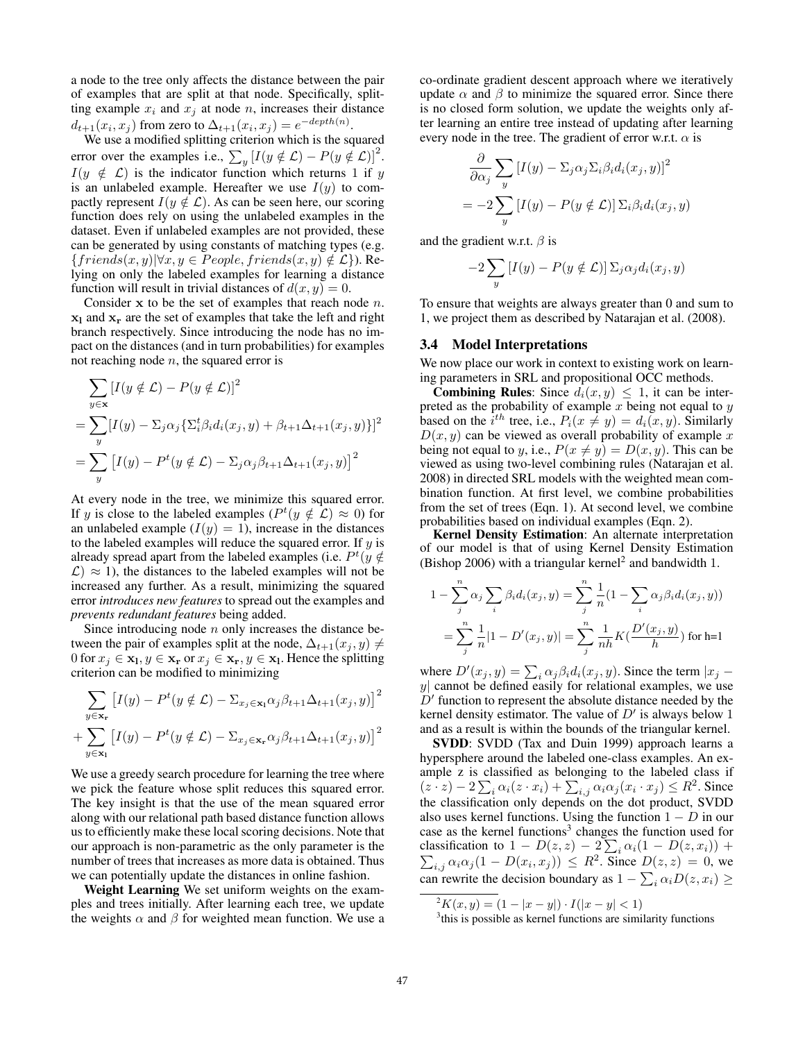a node to the tree only affects the distance between the pair of examples that are split at that node. Specifically, splitting example $x_i$ and $x_j$ at node $n$, increases their distance $d_{t+1}(x_i, x_j)$ from zero to $\Delta_{t+1}(x_i, x_j) = e^{-depth(n)}$.

We use a modified splitting criterion which is the squared error over the examples i.e., $\sum_y [I(y \notin \mathcal{L}) - P(y \notin \mathcal{L})]^2$. $I(y \notin \mathcal{L})$ is the indicator function which returns 1 if $y$ is an unlabeled example. Hereafter we use $I(y)$ to compactly represent $I(y \notin \mathcal{L})$. As can be seen here, our scoring function does rely on using the unlabeled examples in the dataset. Even if unlabeled examples are not provided, these can be generated by using constants of matching types (e.g. $\{friends(x, y) | \forall x, y \in People, friends(x, y) \notin \mathcal{L}\}$). Relying on only the labeled examples for learning a distance function will result in trivial distances of $d(x, y) = 0$.

Consider $\mathbf{x}$ to be the set of examples that reach node $n$. $\mathbf{x_l}$ and $\mathbf{x_r}$ are the set of examples that take the left and right branch respectively. Since introducing the node has no impact on the distances (and in turn probabilities) for examples not reaching node $n$, the squared error is

$$
\begin{aligned}
&\sum_{y \in \mathbf{x}} [I(y \notin \mathcal{L}) - P(y \notin \mathcal{L})]^2 \\
&= \sum_y [I(y) - \Sigma_j \alpha_j \{\Sigma_i^t \beta_i d_i(x_j, y) + \beta_{t+1} \Delta_{t+1}(x_j, y)\}]^2 \\
&= \sum_y \left[I(y) - P^t(y \notin \mathcal{L}) - \Sigma_j \alpha_j \beta_{t+1} \Delta_{t+1}(x_j, y)\right]^2
\end{aligned}
$$

At every node in the tree, we minimize this squared error. If $y$ is close to the labeled examples ($P^t(y \notin \mathcal{L}) \approx 0$) for an unlabeled example ($I(y) = 1$), increase in the distances to the labeled examples will reduce the squared error. If $y$ is already spread apart from the labeled examples (i.e. $P^t(y \notin \mathcal{L}) \approx 1$), the distances to the labeled examples will not be increased any further. As a result, minimizing the squared error *introduces new features* to spread out the examples and *prevents redundant features* being added.

Since introducing node $n$ only increases the distance between the pair of examples split at the node, $\Delta_{t+1}(x_j, y) \neq 0$ for $x_j \in \mathbf{x_l}, y \in \mathbf{x_r}$ or $x_j \in \mathbf{x_r}, y \in \mathbf{x_l}$. Hence the splitting criterion can be modified to minimizing

$$
\begin{aligned}
&\sum_{y \in \mathbf{x_r}} \left[I(y) - P^t(y \notin \mathcal{L}) - \Sigma_{x_j \in \mathbf{x_l}} \alpha_j \beta_{t+1} \Delta_{t+1}(x_j, y)\right]^2 \\
&+ \sum_{y \in \mathbf{x_l}} \left[I(y) - P^t(y \notin \mathcal{L}) - \Sigma_{x_j \in \mathbf{x_r}} \alpha_j \beta_{t+1} \Delta_{t+1}(x_j, y)\right]^2
\end{aligned}
$$

We use a greedy search procedure for learning the tree where we pick the feature whose split reduces this squared error. The key insight is that the use of the mean squared error along with our relational path based distance function allows us to efficiently make these local scoring decisions. Note that our approach is non-parametric as the only parameter is the number of trees that increases as more data is obtained. Thus we can potentially update the distances in online fashion.

**Weight Learning** We set uniform weights on the examples and trees initially. After learning each tree, we update the weights $\alpha$ and $\beta$ for weighted mean function. We use a co-ordinate gradient descent approach where we iteratively update $\alpha$ and $\beta$ to minimize the squared error. Since there is no closed form solution, we update the weights only after learning an entire tree instead of updating after learning every node in the tree. The gradient of error w.r.t. $\alpha$ is

$$
\begin{aligned}
&\frac{\partial}{\partial \alpha_j} \sum_y [I(y) - \Sigma_j \alpha_j \Sigma_i \beta_i d_i(x_j, y)]^2 \\
&= -2 \sum_y [I(y) - P(y \notin \mathcal{L})] \Sigma_i \beta_i d_i(x_j, y)
\end{aligned}
$$

and the gradient w.r.t. $\beta$ is

$$
-2 \sum_y [I(y) - P(y \notin \mathcal{L})] \Sigma_j \alpha_j d_i(x_j, y)
$$

To ensure that weights are always greater than 0 and sum to 1, we project them as described by Natarajan et al. (2008).

### 3.4 Model Interpretations

We now place our work in context to existing work on learning parameters in SRL and propositional OCC methods.

**Combining Rules**: Since $d_i(x, y) \leq 1$, it can be interpreted as the probability of example $x$ being not equal to $y$ based on the $i^{th}$ tree, i.e., $P_i(x \neq y) = d_i(x, y)$. Similarly $D(x, y)$ can be viewed as overall probability of example $x$ being not equal to $y$, i.e., $P(x \neq y) = D(x, y)$. This can be viewed as using two-level combining rules (Natarajan et al. 2008) in directed SRL models with the weighted mean combination function. At first level, we combine probabilities from the set of trees (Eqn. 1). At second level, we combine probabilities based on individual examples (Eqn. 2).

**Kernel Density Estimation**: An alternate interpretation of our model is that of using Kernel Density Estimation (Bishop 2006) with a triangular kernel[2] and bandwidth 1.

$$
\begin{aligned}
1 - \sum_j^n \alpha_j \sum_i \beta_i d_i(x_j, y) &= \sum_j^n \frac{1}{n}(1 - \sum_i \alpha_j \beta_i d_i(x_j, y)) \\
&= \sum_j^n \frac{1}{n} |1 - D'(x_j, y)| = \sum_j^n \frac{1}{nh} K(\frac{D'(x_j, y)}{h}) \text{ for h=1}
\end{aligned}
$$

where $D'(x_j, y) = \sum_i \alpha_j \beta_i d_i(x_j, y)$. Since the term $|x_j - y|$ cannot be defined easily for relational examples, we use $D'$ function to represent the absolute distance needed by the kernel density estimator. The value of $D'$ is always below 1 and as a result is within the bounds of the triangular kernel.

**SVDD**: SVDD (Tax and Duin 1999) approach learns a hypersphere around the labeled one-class examples. An example z is classified as belonging to the labeled class if $(z \cdot z) - 2\sum_i \alpha_i (z \cdot x_i) + \sum_{i,j} \alpha_i \alpha_j (x_i \cdot x_j) \leq R^2$. Since the classification only depends on the dot product, SVDD also uses kernel functions. Using the function $1 - D$ in our case as the kernel functions[3] changes the function used for classification to $1 - D(z, z) - 2\sum_i \alpha_i (1 - D(z, x_i)) + \sum_{i,j} \alpha_i \alpha_j (1 - D(x_i, x_j)) \leq R^2$. Since $D(z, z) = 0$, we can rewrite the decision boundary as $1 - \sum_i \alpha_i D(z, x_i) \geq$

[2] $K(x, y) = (1 - |x - y|) \cdot I(|x - y| < 1)$

[3] this is possible as kernel functions are similarity functions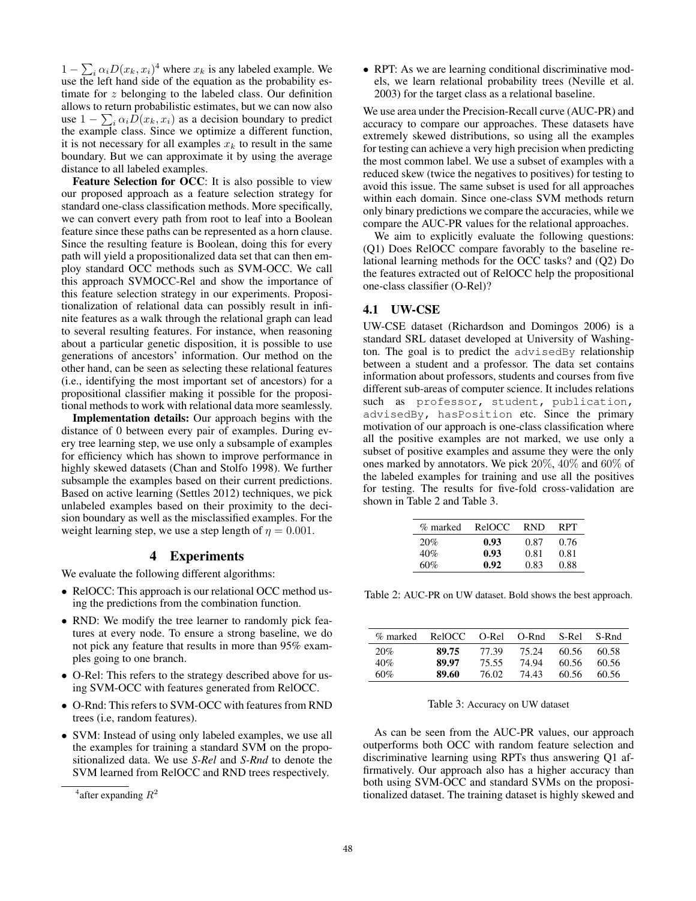$1 - \sum_i \alpha_i D(x_k, x_i)^4$ where $x_k$ is any labeled example. We use the left hand side of the equation as the probability estimate for $z$ belonging to the labeled class. Our definition allows to return probabilistic estimates, but we can now also use $1 - \sum_i \alpha_i D(x_k, x_i)$ as a decision boundary to predict the example class. Since we optimize a different function, it is not necessary for all examples $x_k$ to result in the same boundary. But we can approximate it by using the average distance to all labeled examples.

**Feature Selection for OCC**: It is also possible to view our proposed approach as a feature selection strategy for standard one-class classification methods. More specifically, we can convert every path from root to leaf into a Boolean feature since these paths can be represented as a horn clause. Since the resulting feature is Boolean, doing this for every path will yield a propositionalized data set that can then employ standard OCC methods such as SVM-OCC. We call this approach SVMOCC-Rel and show the importance of this feature selection strategy in our experiments. Propositionalization of relational data can possibly result in infinite features as a walk through the relational graph can lead to several resulting features. For instance, when reasoning about a particular genetic disposition, it is possible to use generations of ancestors' information. Our method on the other hand, can be seen as selecting these relational features (i.e., identifying the most important set of ancestors) for a propositional classifier making it possible for the propositional methods to work with relational data more seamlessly.

**Implementation details:** Our approach begins with the distance of 0 between every pair of examples. During every tree learning step, we use only a subsample of examples for efficiency which has shown to improve performance in highly skewed datasets (Chan and Stolfo 1998). We further subsample the examples based on their current predictions. Based on active learning (Settles 2012) techniques, we pick unlabeled examples based on their proximity to the decision boundary as well as the misclassified examples. For the weight learning step, we use a step length of $\eta = 0.001$.

# 4 Experiments

We evaluate the following different algorithms:

- RelOCC: This approach is our relational OCC method using the predictions from the combination function.
- RND: We modify the tree learner to randomly pick features at every node. To ensure a strong baseline, we do not pick any feature that results in more than 95% examples going to one branch.
- O-Rel: This refers to the strategy described above for using SVM-OCC with features generated from RelOCC.
- O-Rnd: This refers to SVM-OCC with features from RND trees (i.e, random features).
- SVM: Instead of using only labeled examples, we use all the examples for training a standard SVM on the propositionalized data. We use *S-Rel* and *S-Rnd* to denote the SVM learned from RelOCC and RND trees respectively.
- RPT: As we are learning conditional discriminative models, we learn relational probability trees (Neville et al. 2003) for the target class as a relational baseline.

We use area under the Precision-Recall curve (AUC-PR) and accuracy to compare our approaches. These datasets have extremely skewed distributions, so using all the examples for testing can achieve a very high precision when predicting the most common label. We use a subset of examples with a reduced skew (twice the negatives to positives) for testing to avoid this issue. The same subset is used for all approaches within each domain. Since one-class SVM methods return only binary predictions we compare the accuracies, while we compare the AUC-PR values for the relational approaches.

We aim to explicitly evaluate the following questions: (Q1) Does RelOCC compare favorably to the baseline relational learning methods for the OCC tasks? and (Q2) Do the features extracted out of RelOCC help the propositional one-class classifier (O-Rel)?

## 4.1 UW-CSE

UW-CSE dataset (Richardson and Domingos 2006) is a standard SRL dataset developed at University of Washington. The goal is to predict the `advisedBy` relationship between a student and a professor. The data set contains information about professors, students and courses from five different sub-areas of computer science. It includes relations such as `professor, student, publication, advisedBy, hasPosition` etc. Since the primary motivation of our approach is one-class classification where all the positive examples are not marked, we use only a subset of positive examples and assume they were the only ones marked by annotators. We pick 20%, 40% and 60% of the labeled examples for training and use all the positives for testing. The results for five-fold cross-validation are shown in Table 2 and Table 3.

| % marked | RelOCC | RND | RPT |
|---|---|---|---|
| 20% | **0.93** | 0.87 | 0.76 |
| 40% | **0.93** | 0.81 | 0.81 |
| 60% | **0.92** | 0.83 | 0.88 |

Table 2: AUC-PR on UW dataset. Bold shows the best approach.

| % marked | RelOCC | O-Rel | O-Rnd | S-Rel | S-Rnd |
|---|---|---|---|---|---|
| 20% | **89.75** | 77.39 | 75.24 | 60.56 | 60.58 |
| 40% | **89.97** | 75.55 | 74.94 | 60.56 | 60.56 |
| 60% | **89.60** | 76.02 | 74.43 | 60.56 | 60.56 |

Table 3: Accuracy on UW dataset

As can be seen from the AUC-PR values, our approach outperforms both OCC with random feature selection and discriminative learning using RPTs thus answering Q1 affirmatively. Our approach also has a higher accuracy than both using SVM-OCC and standard SVMs on the propositionalized dataset. The training dataset is highly skewed and

[4]after expanding $R^2$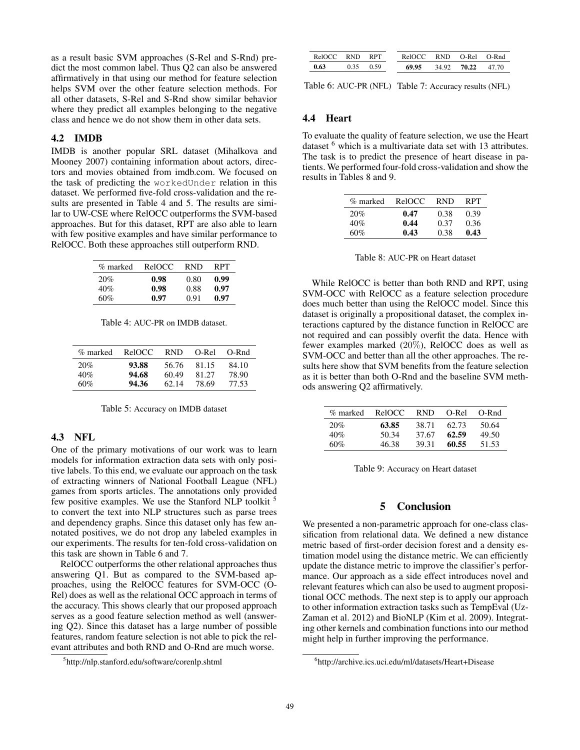as a result basic SVM approaches (S-Rel and S-Rnd) predict the most common label. Thus Q2 can also be answered affirmatively in that using our method for feature selection helps SVM over the other feature selection methods. For all other datasets, S-Rel and S-Rnd show similar behavior where they predict all examples belonging to the negative class and hence we do not show them in other data sets.

## 4.2 IMDB

IMDB is another popular SRL dataset (Mihalkova and Mooney 2007) containing information about actors, directors and movies obtained from imdb.com. We focused on the task of predicting the `workedUnder` relation in this dataset. We performed five-fold cross-validation and the results are presented in Table 4 and 5. The results are similar to UW-CSE where RelOCC outperforms the SVM-based approaches. But for this dataset, RPT are also able to learn with few positive examples and have similar performance to RelOCC. Both these approaches still outperform RND.

| % marked | RelOCC | RND | RPT |
|---|---|---|---|
| 20% | **0.98** | 0.80 | **0.99** |
| 40% | **0.98** | 0.88 | **0.97** |
| 60% | **0.97** | 0.91 | **0.97** |

Table 4: AUC-PR on IMDB dataset.

| % marked | RelOCC | RND | O-Rel | O-Rnd |
|---|---|---|---|---|
| 20% | **93.88** | 56.76 | 81.15 | 84.10 |
| 40% | **94.68** | 60.49 | 81.27 | 78.90 |
| 60% | **94.36** | 62.14 | 78.69 | 77.53 |

Table 5: Accuracy on IMDB dataset

## 4.3 NFL

One of the primary motivations of our work was to learn models for information extraction data sets with only positive labels. To this end, we evaluate our approach on the task of extracting winners of National Football League (NFL) games from sports articles. The annotations only provided few positive examples. We use the Stanford NLP toolkit [5] to convert the text into NLP structures such as parse trees and dependency graphs. Since this dataset only has few annotated positives, we do not drop any labeled examples in our experiments. The results for ten-fold cross-validation on this task are shown in Table 6 and 7.

RelOCC outperforms the other relational approaches thus answering Q1. But as compared to the SVM-based approaches, using the RelOCC features for SVM-OCC (O-Rel) does as well as the relational OCC approach in terms of the accuracy. This shows clearly that our proposed approach serves as a good feature selection method as well (answering Q2). Since this dataset has a large number of possible features, random feature selection is not able to pick the relevant attributes and both RND and O-Rnd are much worse.

[5] http://nlp.stanford.edu/software/corenlp.shtml

| RelOCC | RND | RPT |
|---|---|---|
| **0.63** | 0.35 | 0.59 |

Table 6: AUC-PR (NFL)

| RelOCC | RND | O-Rel | O-Rnd |
|---|---|---|---|
| **69.95** | 34.92 | **70.22** | 47.70 |

Table 7: Accuracy results (NFL)

## 4.4 Heart

To evaluate the quality of feature selection, we use the Heart dataset [6] which is a multivariate data set with 13 attributes. The task is to predict the presence of heart disease in patients. We performed four-fold cross-validation and show the results in Tables 8 and 9.

| % marked | RelOCC | RND | RPT |
|---|---|---|---|
| 20% | **0.47** | 0.38 | 0.39 |
| 40% | **0.44** | 0.37 | 0.36 |
| 60% | **0.43** | 0.38 | **0.43** |

Table 8: AUC-PR on Heart dataset

While RelOCC is better than both RND and RPT, using SVM-OCC with RelOCC as a feature selection procedure does much better than using the RelOCC model. Since this dataset is originally a propositional dataset, the complex interactions captured by the distance function in RelOCC are not required and can possibly overfit the data. Hence with fewer examples marked (20%), RelOCC does as well as SVM-OCC and better than all the other approaches. The results here show that SVM benefits from the feature selection as it is better than both O-Rnd and the baseline SVM methods answering Q2 affirmatively.

| % marked | RelOCC | RND | O-Rel | O-Rnd |
|---|---|---|---|---|
| 20% | **63.85** | 38.71 | 62.73 | 50.64 |
| 40% | 50.34 | 37.67 | **62.59** | 49.50 |
| 60% | 46.38 | 39.31 | **60.55** | 51.53 |

Table 9: Accuracy on Heart dataset

# 5 Conclusion

We presented a non-parametric approach for one-class classification from relational data. We defined a new distance metric based of first-order decision forest and a density estimation model using the distance metric. We can efficiently update the distance metric to improve the classifier's performance. Our approach as a side effect introduces novel and relevant features which can also be used to augment propositional OCC methods. The next step is to apply our approach to other information extraction tasks such as TempEval (UzZaman et al. 2012) and BioNLP (Kim et al. 2009). Integrating other kernels and combination functions into our method might help in further improving the performance.

[6] http://archive.ics.uci.edu/ml/datasets/Heart+Disease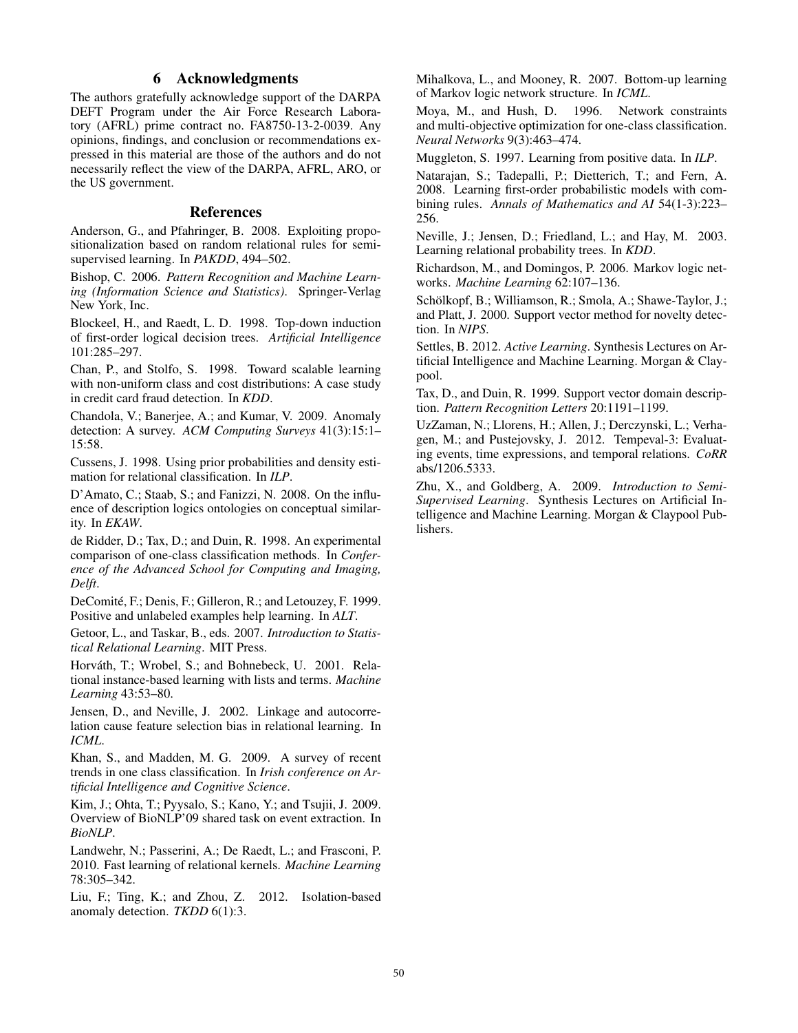## 6 Acknowledgments

The authors gratefully acknowledge support of the DARPA DEFT Program under the Air Force Research Laboratory (AFRL) prime contract no. FA8750-13-2-0039. Any opinions, findings, and conclusion or recommendations expressed in this material are those of the authors and do not necessarily reflect the view of the DARPA, AFRL, ARO, or the US government.

## References

Anderson, G., and Pfahringer, B. 2008. Exploiting propositionalization based on random relational rules for semi-supervised learning. In *PAKDD*, 494–502.

Bishop, C. 2006. *Pattern Recognition and Machine Learning (Information Science and Statistics)*. Springer-Verlag New York, Inc.

Blockeel, H., and Raedt, L. D. 1998. Top-down induction of first-order logical decision trees. *Artificial Intelligence* 101:285–297.

Chan, P., and Stolfo, S. 1998. Toward scalable learning with non-uniform class and cost distributions: A case study in credit card fraud detection. In *KDD*.

Chandola, V.; Banerjee, A.; and Kumar, V. 2009. Anomaly detection: A survey. *ACM Computing Surveys* 41(3):15:1–15:58.

Cussens, J. 1998. Using prior probabilities and density estimation for relational classification. In *ILP*.

D'Amato, C.; Staab, S.; and Fanizzi, N. 2008. On the influence of description logics ontologies on conceptual similarity. In *EKAW*.

de Ridder, D.; Tax, D.; and Duin, R. 1998. An experimental comparison of one-class classification methods. In *Conference of the Advanced School for Computing and Imaging, Delft*.

DeComité, F.; Denis, F.; Gilleron, R.; and Letouzey, F. 1999. Positive and unlabeled examples help learning. In *ALT*.

Getoor, L., and Taskar, B., eds. 2007. *Introduction to Statistical Relational Learning*. MIT Press.

Horváth, T.; Wrobel, S.; and Bohnebeck, U. 2001. Relational instance-based learning with lists and terms. *Machine Learning* 43:53–80.

Jensen, D., and Neville, J. 2002. Linkage and autocorrelation cause feature selection bias in relational learning. In *ICML*.

Khan, S., and Madden, M. G. 2009. A survey of recent trends in one class classification. In *Irish conference on Artificial Intelligence and Cognitive Science*.

Kim, J.; Ohta, T.; Pyysalo, S.; Kano, Y.; and Tsujii, J. 2009. Overview of BioNLP'09 shared task on event extraction. In *BioNLP*.

Landwehr, N.; Passerini, A.; De Raedt, L.; and Frasconi, P. 2010. Fast learning of relational kernels. *Machine Learning* 78:305–342.

Liu, F.; Ting, K.; and Zhou, Z. 2012. Isolation-based anomaly detection. *TKDD* 6(1):3.

Mihalkova, L., and Mooney, R. 2007. Bottom-up learning of Markov logic network structure. In *ICML*.

Moya, M., and Hush, D. 1996. Network constraints and multi-objective optimization for one-class classification. *Neural Networks* 9(3):463–474.

Muggleton, S. 1997. Learning from positive data. In *ILP*.

Natarajan, S.; Tadepalli, P.; Dietterich, T.; and Fern, A. 2008. Learning first-order probabilistic models with combining rules. *Annals of Mathematics and AI* 54(1-3):223–256.

Neville, J.; Jensen, D.; Friedland, L.; and Hay, M. 2003. Learning relational probability trees. In *KDD*.

Richardson, M., and Domingos, P. 2006. Markov logic networks. *Machine Learning* 62:107–136.

Schölkopf, B.; Williamson, R.; Smola, A.; Shawe-Taylor, J.; and Platt, J. 2000. Support vector method for novelty detection. In *NIPS*.

Settles, B. 2012. *Active Learning*. Synthesis Lectures on Artificial Intelligence and Machine Learning. Morgan & Claypool.

Tax, D., and Duin, R. 1999. Support vector domain description. *Pattern Recognition Letters* 20:1191–1199.

UzZaman, N.; Llorens, H.; Allen, J.; Derczynski, L.; Verhagen, M.; and Pustejovsky, J. 2012. Tempeval-3: Evaluating events, time expressions, and temporal relations. *CoRR* abs/1206.5333.

Zhu, X., and Goldberg, A. 2009. *Introduction to Semi-Supervised Learning*. Synthesis Lectures on Artificial Intelligence and Machine Learning. Morgan & Claypool Publishers.